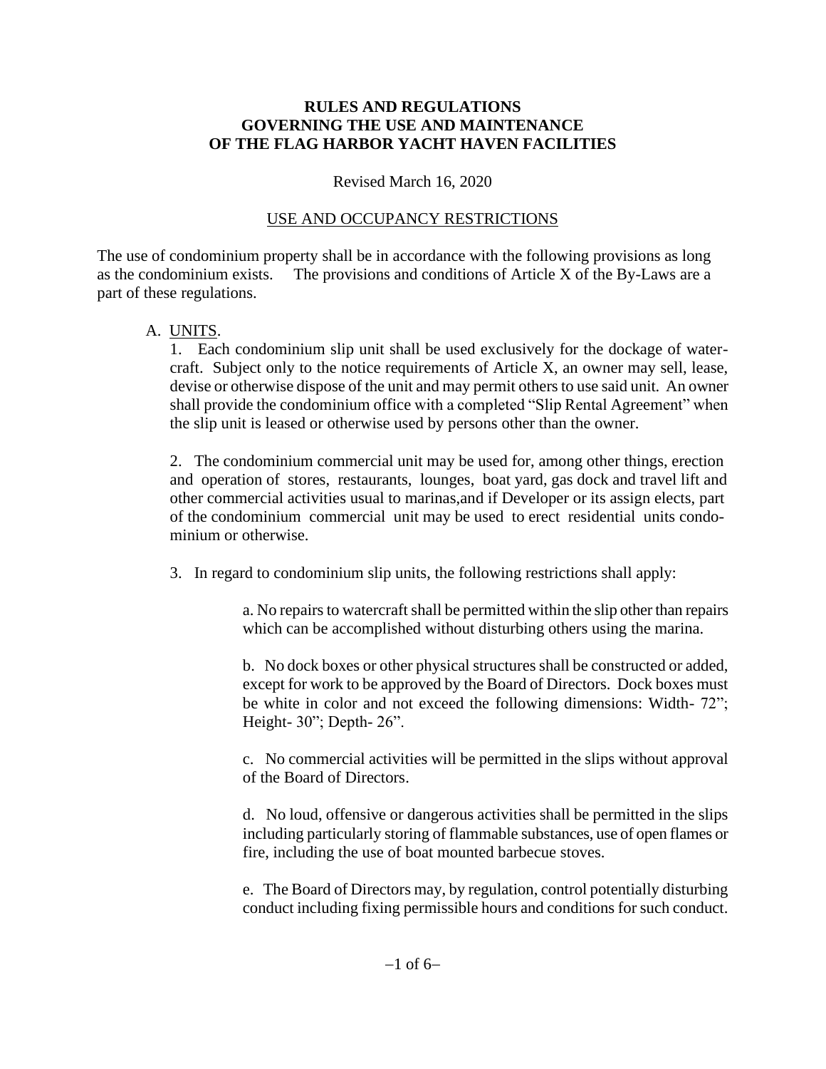# RULES AND REGULATIONS GOVERNING THE USE AND MAINTENANCE OF THE FLAG HARBOR YACHT HAVEN FACILITIES

Revised March 16, 2020

## USE AND OCCUPANCY RESTRICTIONS

The use of condominium property shall be in accordance with the following provisions as long as the condominium exists. The provisions and conditions of Article X of the By-Laws are a part of these regulations.

A. UNITS.

1. Each condominium slip unit shall be used exclusively for the dockage of watercraft. Subject only to the notice requirements of Article X, an owner may sell, lease, devise or otherwise dispose of the unit and may permit others to use said unit. An owner shall provide the condominium office with a completed "Slip Rental Agreement" when the slip unit is leased or otherwise used by persons other than the owner.

2. The condominium commercial unit may be used for, among other things, erection and operation of stores, restaurants, lounges, boat yard, gas dock and travel lift and other commercial activities usual to marinas,and if Developer or its assign elects, part of the condominium commercial unit may be used to erect residential units condominium or otherwise.

3. In regard to condominium slip units, the following restrictions shall apply:

   a. No repairs to watercraft shall be permitted within the slip other than repairs which can be accomplished without disturbing others using the marina.

   b. No dock boxes or other physical structures shall be constructed or added, except for work to be approved by the Board of Directors. Dock boxes must be white in color and not exceed the following dimensions: Width- 72"; Height- 30"; Depth- 26".

   c. No commercial activities will be permitted in the slips without approval of the Board of Directors.

   d. No loud, offensive or dangerous activities shall be permitted in the slips including particularly storing of flammable substances, use of open flames or fire, including the use of boat mounted barbecue stoves.

   e. The Board of Directors may, by regulation, control potentially disturbing conduct including fixing permissible hours and conditions for such conduct.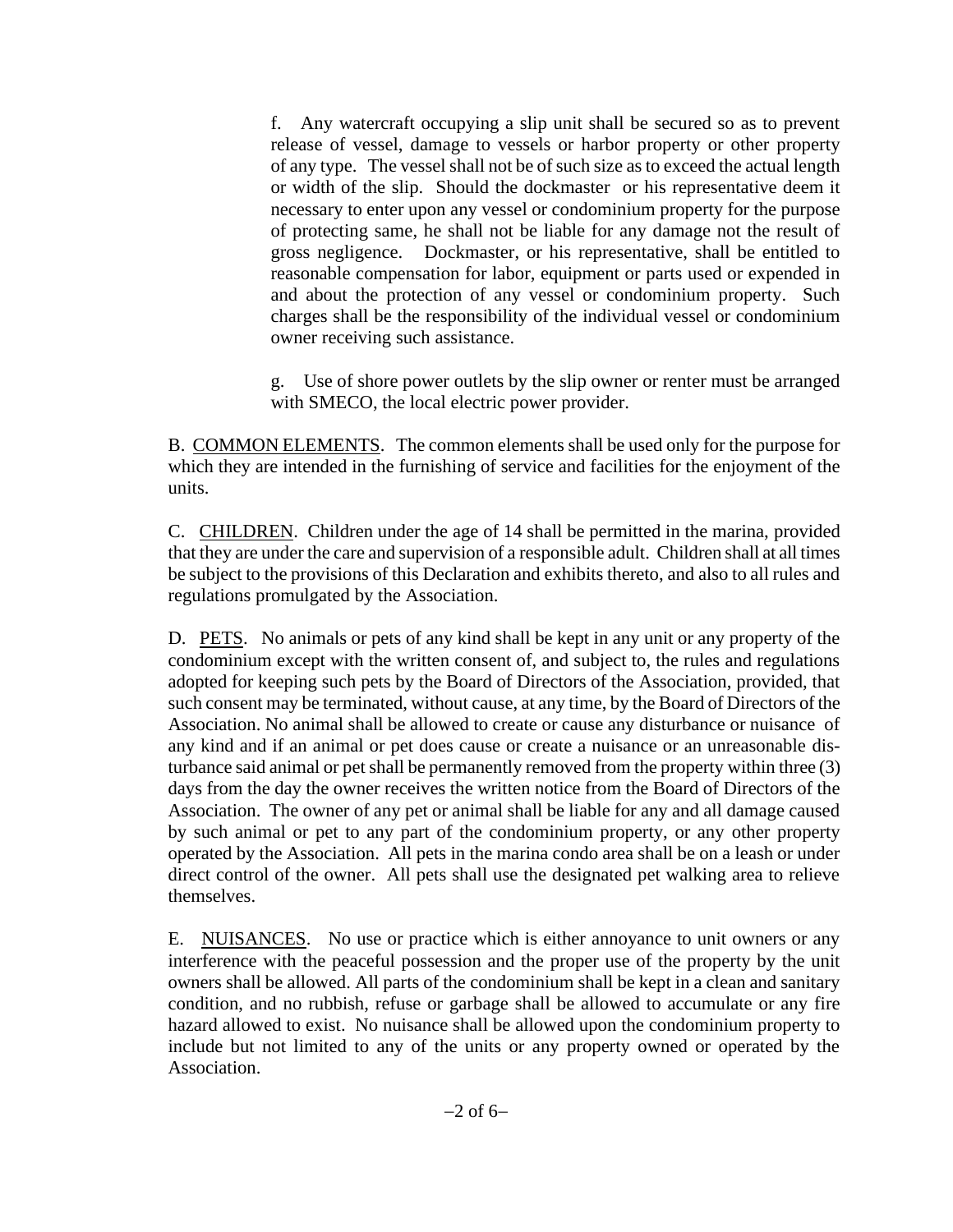f. Any watercraft occupying a slip unit shall be secured so as to prevent release of vessel, damage to vessels or harbor property or other property of any type. The vessel shall not be of such size as to exceed the actual length or width of the slip. Should the dockmaster or his representative deem it necessary to enter upon any vessel or condominium property for the purpose of protecting same, he shall not be liable for any damage not the result of gross negligence. Dockmaster, or his representative, shall be entitled to reasonable compensation for labor, equipment or parts used or expended in and about the protection of any vessel or condominium property. Such charges shall be the responsibility of the individual vessel or condominium owner receiving such assistance.

g. Use of shore power outlets by the slip owner or renter must be arranged with SMECO, the local electric power provider.

B. <u>COMMON ELEMENTS</u>. The common elements shall be used only for the purpose for which they are intended in the furnishing of service and facilities for the enjoyment of the units.

C. <u>CHILDREN</u>. Children under the age of 14 shall be permitted in the marina, provided that they are under the care and supervision of a responsible adult. Children shall at all times be subject to the provisions of this Declaration and exhibits thereto, and also to all rules and regulations promulgated by the Association.

D. <u>PETS</u>. No animals or pets of any kind shall be kept in any unit or any property of the condominium except with the written consent of, and subject to, the rules and regulations adopted for keeping such pets by the Board of Directors of the Association, provided, that such consent may be terminated, without cause, at any time, by the Board of Directors of the Association. No animal shall be allowed to create or cause any disturbance or nuisance of any kind and if an animal or pet does cause or create a nuisance or an unreasonable disturbance said animal or pet shall be permanently removed from the property within three (3) days from the day the owner receives the written notice from the Board of Directors of the Association. The owner of any pet or animal shall be liable for any and all damage caused by such animal or pet to any part of the condominium property, or any other property operated by the Association. All pets in the marina condo area shall be on a leash or under direct control of the owner. All pets shall use the designated pet walking area to relieve themselves.

E. <u>NUISANCES</u>. No use or practice which is either annoyance to unit owners or any interference with the peaceful possession and the proper use of the property by the unit owners shall be allowed. All parts of the condominium shall be kept in a clean and sanitary condition, and no rubbish, refuse or garbage shall be allowed to accumulate or any fire hazard allowed to exist. No nuisance shall be allowed upon the condominium property to include but not limited to any of the units or any property owned or operated by the Association.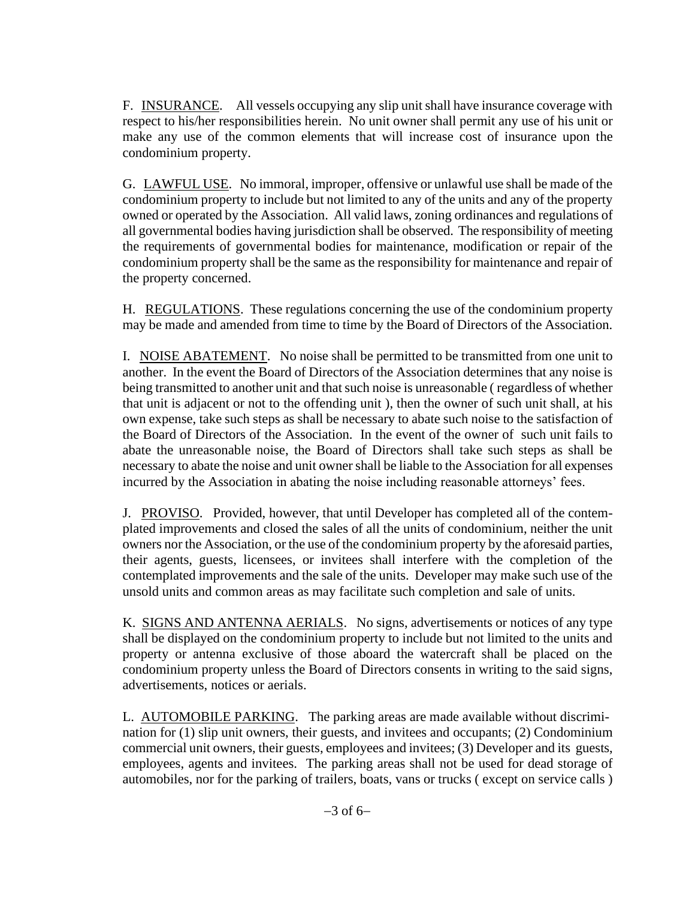F. <u>INSURANCE</u>. All vessels occupying any slip unit shall have insurance coverage with respect to his/her responsibilities herein. No unit owner shall permit any use of his unit or make any use of the common elements that will increase cost of insurance upon the condominium property.

G. <u>LAWFUL USE</u>. No immoral, improper, offensive or unlawful use shall be made of the condominium property to include but not limited to any of the units and any of the property owned or operated by the Association. All valid laws, zoning ordinances and regulations of all governmental bodies having jurisdiction shall be observed. The responsibility of meeting the requirements of governmental bodies for maintenance, modification or repair of the condominium property shall be the same as the responsibility for maintenance and repair of the property concerned.

H. <u>REGULATIONS</u>. These regulations concerning the use of the condominium property may be made and amended from time to time by the Board of Directors of the Association.

I. <u>NOISE ABATEMENT</u>. No noise shall be permitted to be transmitted from one unit to another. In the event the Board of Directors of the Association determines that any noise is being transmitted to another unit and that such noise is unreasonable ( regardless of whether that unit is adjacent or not to the offending unit ), then the owner of such unit shall, at his own expense, take such steps as shall be necessary to abate such noise to the satisfaction of the Board of Directors of the Association. In the event of the owner of such unit fails to abate the unreasonable noise, the Board of Directors shall take such steps as shall be necessary to abate the noise and unit owner shall be liable to the Association for all expenses incurred by the Association in abating the noise including reasonable attorneys' fees.

J. <u>PROVISO</u>. Provided, however, that until Developer has completed all of the contemplated improvements and closed the sales of all the units of condominium, neither the unit owners nor the Association, or the use of the condominium property by the aforesaid parties, their agents, guests, licensees, or invitees shall interfere with the completion of the contemplated improvements and the sale of the units. Developer may make such use of the unsold units and common areas as may facilitate such completion and sale of units.

K. <u>SIGNS AND ANTENNA AERIALS</u>. No signs, advertisements or notices of any type shall be displayed on the condominium property to include but not limited to the units and property or antenna exclusive of those aboard the watercraft shall be placed on the condominium property unless the Board of Directors consents in writing to the said signs, advertisements, notices or aerials.

L. <u>AUTOMOBILE PARKING</u>. The parking areas are made available without discrimination for (1) slip unit owners, their guests, and invitees and occupants; (2) Condominium commercial unit owners, their guests, employees and invitees; (3) Developer and its guests, employees, agents and invitees. The parking areas shall not be used for dead storage of automobiles, nor for the parking of trailers, boats, vans or trucks ( except on service calls )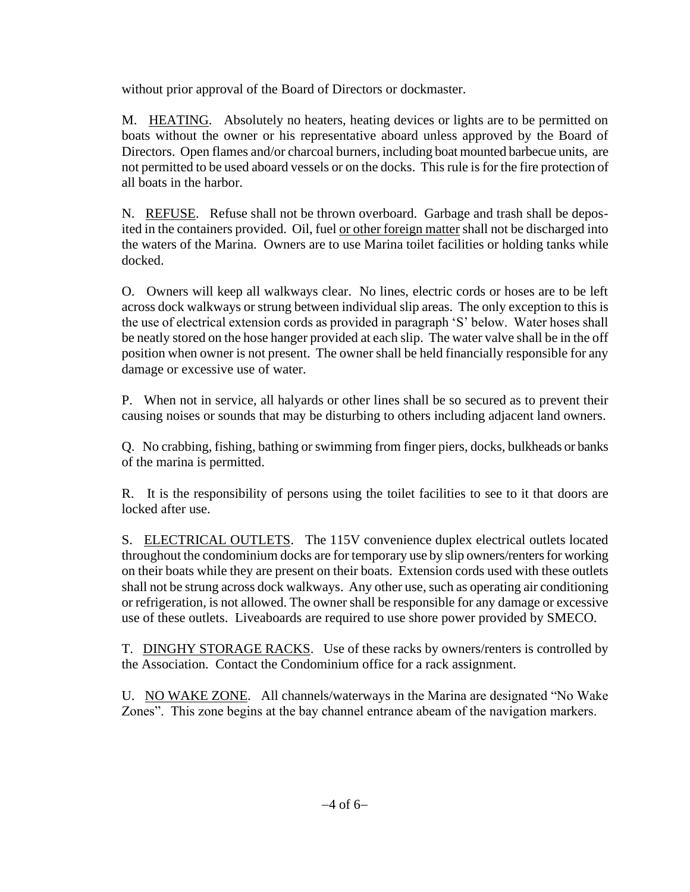without prior approval of the Board of Directors or dockmaster.

M. <u>HEATING</u>. Absolutely no heaters, heating devices or lights are to be permitted on boats without the owner or his representative aboard unless approved by the Board of Directors. Open flames and/or charcoal burners, including boat mounted barbecue units, are not permitted to be used aboard vessels or on the docks. This rule is for the fire protection of all boats in the harbor.

N. <u>REFUSE</u>. Refuse shall not be thrown overboard. Garbage and trash shall be deposited in the containers provided. Oil, fuel <u>or other foreign matter</u> shall not be discharged into the waters of the Marina. Owners are to use Marina toilet facilities or holding tanks while docked.

O. Owners will keep all walkways clear. No lines, electric cords or hoses are to be left across dock walkways or strung between individual slip areas. The only exception to this is the use of electrical extension cords as provided in paragraph 'S' below. Water hoses shall be neatly stored on the hose hanger provided at each slip. The water valve shall be in the off position when owner is not present. The owner shall be held financially responsible for any damage or excessive use of water.

P. When not in service, all halyards or other lines shall be so secured as to prevent their causing noises or sounds that may be disturbing to others including adjacent land owners.

Q. No crabbing, fishing, bathing or swimming from finger piers, docks, bulkheads or banks of the marina is permitted.

R. It is the responsibility of persons using the toilet facilities to see to it that doors are locked after use.

S. <u>ELECTRICAL OUTLETS</u>. The 115V convenience duplex electrical outlets located throughout the condominium docks are for temporary use by slip owners/renters for working on their boats while they are present on their boats. Extension cords used with these outlets shall not be strung across dock walkways. Any other use, such as operating air conditioning or refrigeration, is not allowed. The owner shall be responsible for any damage or excessive use of these outlets. Liveaboards are required to use shore power provided by SMECO.

T. <u>DINGHY STORAGE RACKS</u>. Use of these racks by owners/renters is controlled by the Association. Contact the Condominium office for a rack assignment.

U. <u>NO WAKE ZONE</u>. All channels/waterways in the Marina are designated "No Wake Zones". This zone begins at the bay channel entrance abeam of the navigation markers.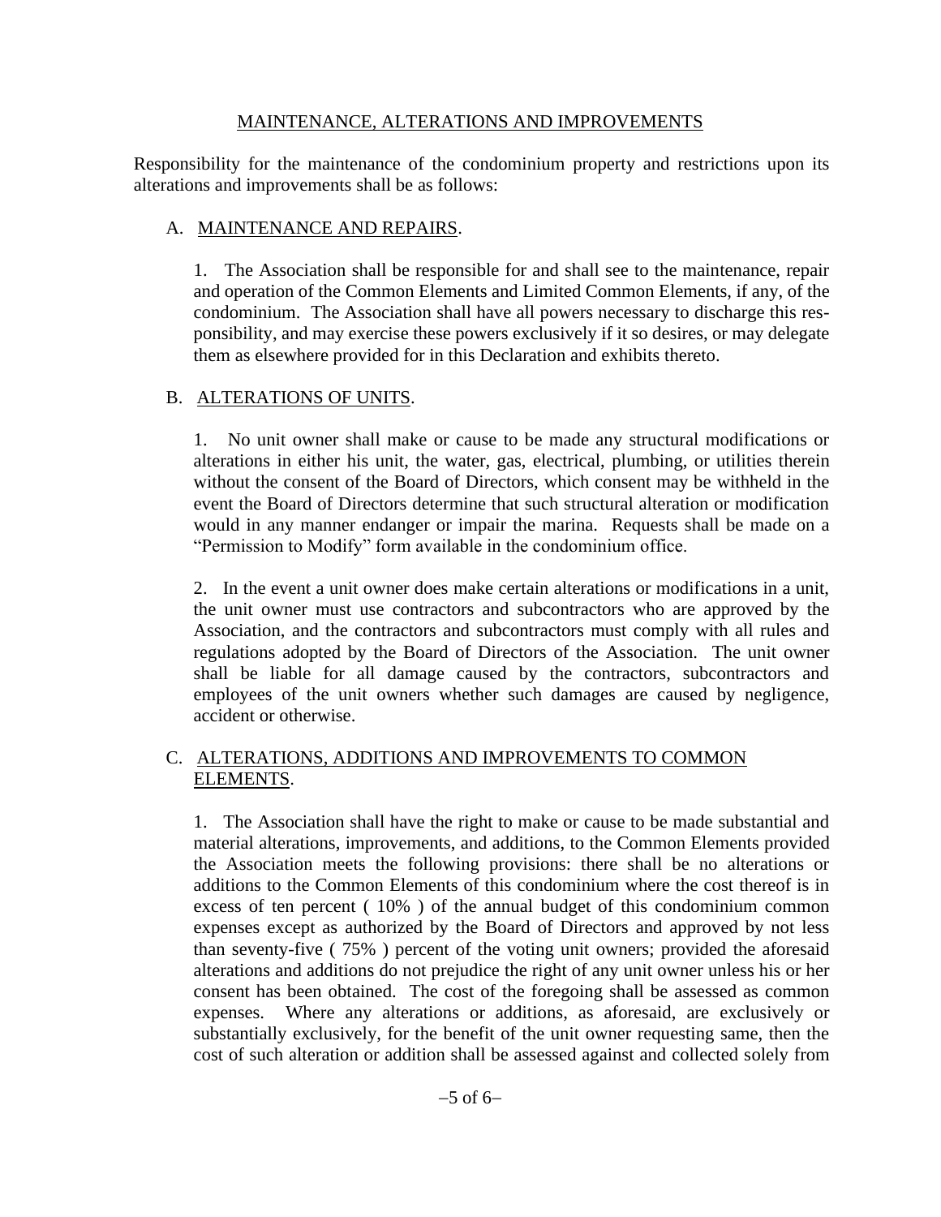## MAINTENANCE, ALTERATIONS AND IMPROVEMENTS

Responsibility for the maintenance of the condominium property and restrictions upon its alterations and improvements shall be as follows:

A. MAINTENANCE AND REPAIRS.

1. The Association shall be responsible for and shall see to the maintenance, repair and operation of the Common Elements and Limited Common Elements, if any, of the condominium. The Association shall have all powers necessary to discharge this responsibility, and may exercise these powers exclusively if it so desires, or may delegate them as elsewhere provided for in this Declaration and exhibits thereto.

B. ALTERATIONS OF UNITS.

1. No unit owner shall make or cause to be made any structural modifications or alterations in either his unit, the water, gas, electrical, plumbing, or utilities therein without the consent of the Board of Directors, which consent may be withheld in the event the Board of Directors determine that such structural alteration or modification would in any manner endanger or impair the marina. Requests shall be made on a "Permission to Modify" form available in the condominium office.

2. In the event a unit owner does make certain alterations or modifications in a unit, the unit owner must use contractors and subcontractors who are approved by the Association, and the contractors and subcontractors must comply with all rules and regulations adopted by the Board of Directors of the Association. The unit owner shall be liable for all damage caused by the contractors, subcontractors and employees of the unit owners whether such damages are caused by negligence, accident or otherwise.

C. ALTERATIONS, ADDITIONS AND IMPROVEMENTS TO COMMON ELEMENTS.

1. The Association shall have the right to make or cause to be made substantial and material alterations, improvements, and additions, to the Common Elements provided the Association meets the following provisions: there shall be no alterations or additions to the Common Elements of this condominium where the cost thereof is in excess of ten percent ( 10% ) of the annual budget of this condominium common expenses except as authorized by the Board of Directors and approved by not less than seventy-five ( 75% ) percent of the voting unit owners; provided the aforesaid alterations and additions do not prejudice the right of any unit owner unless his or her consent has been obtained. The cost of the foregoing shall be assessed as common expenses. Where any alterations or additions, as aforesaid, are exclusively or substantially exclusively, for the benefit of the unit owner requesting same, then the cost of such alteration or addition shall be assessed against and collected solely from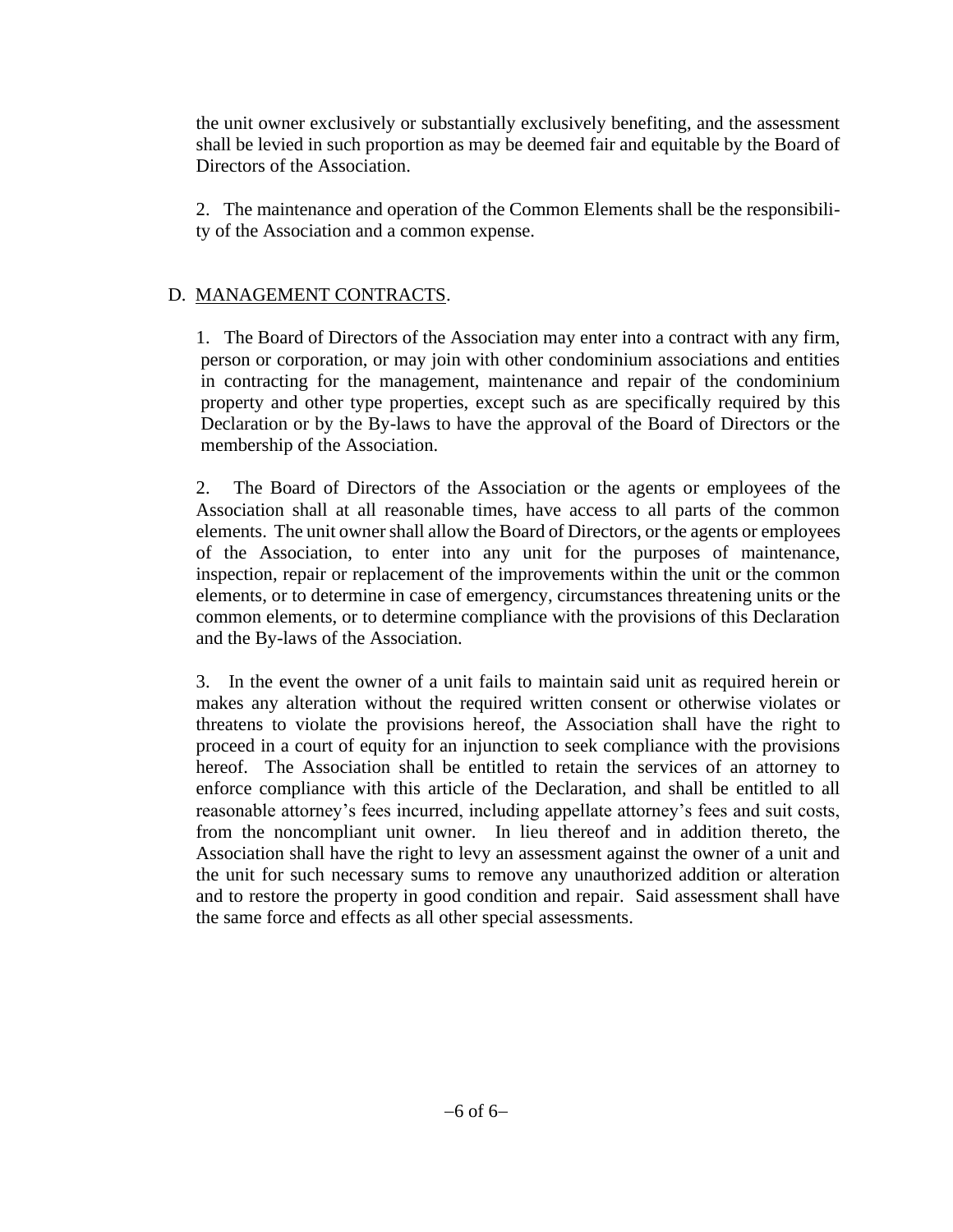the unit owner exclusively or substantially exclusively benefiting, and the assessment shall be levied in such proportion as may be deemed fair and equitable by the Board of Directors of the Association.

2. The maintenance and operation of the Common Elements shall be the responsibility of the Association and a common expense.

D. <u>MANAGEMENT CONTRACTS</u>.

1. The Board of Directors of the Association may enter into a contract with any firm, person or corporation, or may join with other condominium associations and entities in contracting for the management, maintenance and repair of the condominium property and other type properties, except such as are specifically required by this Declaration or by the By-laws to have the approval of the Board of Directors or the membership of the Association.

2. The Board of Directors of the Association or the agents or employees of the Association shall at all reasonable times, have access to all parts of the common elements. The unit owner shall allow the Board of Directors, or the agents or employees of the Association, to enter into any unit for the purposes of maintenance, inspection, repair or replacement of the improvements within the unit or the common elements, or to determine in case of emergency, circumstances threatening units or the common elements, or to determine compliance with the provisions of this Declaration and the By-laws of the Association.

3. In the event the owner of a unit fails to maintain said unit as required herein or makes any alteration without the required written consent or otherwise violates or threatens to violate the provisions hereof, the Association shall have the right to proceed in a court of equity for an injunction to seek compliance with the provisions hereof. The Association shall be entitled to retain the services of an attorney to enforce compliance with this article of the Declaration, and shall be entitled to all reasonable attorney's fees incurred, including appellate attorney's fees and suit costs, from the noncompliant unit owner. In lieu thereof and in addition thereto, the Association shall have the right to levy an assessment against the owner of a unit and the unit for such necessary sums to remove any unauthorized addition or alteration and to restore the property in good condition and repair. Said assessment shall have the same force and effects as all other special assessments.